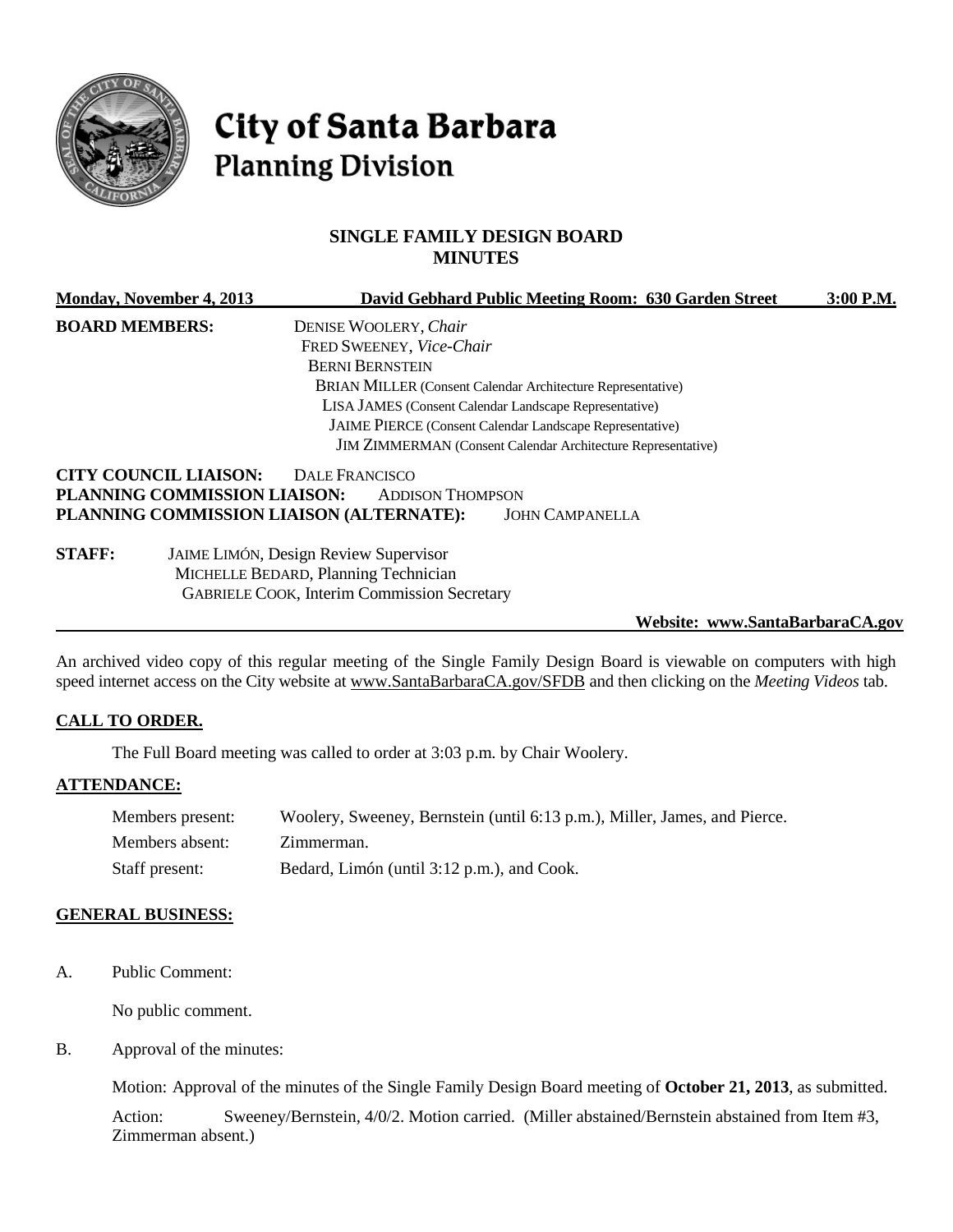# City of Santa Barbara
## Planning Division

### SINGLE FAMILY DESIGN BOARD
### MINUTES

**Monday, November 4, 2013** **David Gebhard Public Meeting Room: 630 Garden Street** **3:00 P.M.**

**BOARD MEMBERS:**
DENISE WOOLERY, *Chair*
FRED SWEENEY, *Vice-Chair*
BERNI BERNSTEIN
BRIAN MILLER (Consent Calendar Architecture Representative)
LISA JAMES (Consent Calendar Landscape Representative)
JAIME PIERCE (Consent Calendar Landscape Representative)
JIM ZIMMERMAN (Consent Calendar Architecture Representative)

**CITY COUNCIL LIAISON:** DALE FRANCISCO
**PLANNING COMMISSION LIAISON:** ADDISON THOMPSON
**PLANNING COMMISSION LIAISON (ALTERNATE):** JOHN CAMPANELLA

**STAFF:**
JAIME LIMÓN, Design Review Supervisor
MICHELLE BEDARD, Planning Technician
GABRIELE COOK, Interim Commission Secretary

**Website: www.SantaBarbaraCA.gov**

An archived video copy of this regular meeting of the Single Family Design Board is viewable on computers with high speed internet access on the City website at www.SantaBarbaraCA.gov/SFDB and then clicking on the *Meeting Videos* tab.

## CALL TO ORDER.

The Full Board meeting was called to order at 3:03 p.m. by Chair Woolery.

## ATTENDANCE:

Members present: Woolery, Sweeney, Bernstein (until 6:13 p.m.), Miller, James, and Pierce.
Members absent: Zimmerman.
Staff present: Bedard, Limón (until 3:12 p.m.), and Cook.

## GENERAL BUSINESS:

A. Public Comment:

No public comment.

B. Approval of the minutes:

Motion: Approval of the minutes of the Single Family Design Board meeting of **October 21, 2013**, as submitted.

Action: Sweeney/Bernstein, 4/0/2. Motion carried. (Miller abstained/Bernstein abstained from Item #3, Zimmerman absent.)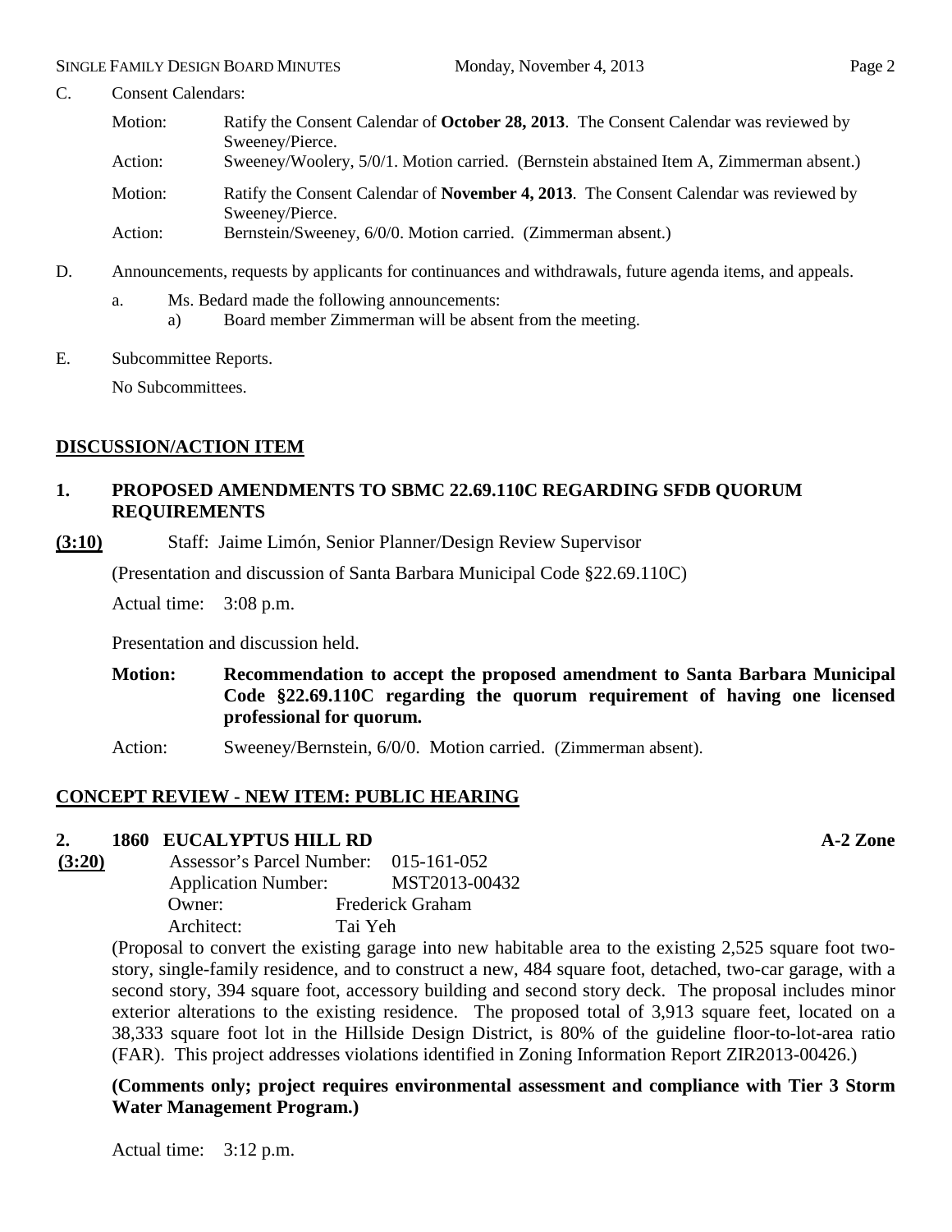C. Consent Calendars:

Motion: Ratify the Consent Calendar of **October 28, 2013**. The Consent Calendar was reviewed by Sweeney/Pierce.

Action: Sweeney/Woolery, 5/0/1. Motion carried. (Bernstein abstained Item A, Zimmerman absent.)

Motion: Ratify the Consent Calendar of **November 4, 2013**. The Consent Calendar was reviewed by Sweeney/Pierce.

Action: Bernstein/Sweeney, 6/0/0. Motion carried. (Zimmerman absent.)

D. Announcements, requests by applicants for continuances and withdrawals, future agenda items, and appeals.

a. Ms. Bedard made the following announcements:
   a) Board member Zimmerman will be absent from the meeting.

E. Subcommittee Reports.

No Subcommittees.

## DISCUSSION/ACTION ITEM

### 1. PROPOSED AMENDMENTS TO SBMC 22.69.110C REGARDING SFDB QUORUM REQUIREMENTS

**(3:10)** Staff: Jaime Limón, Senior Planner/Design Review Supervisor

(Presentation and discussion of Santa Barbara Municipal Code §22.69.110C)

Actual time: 3:08 p.m.

Presentation and discussion held.

**Motion: Recommendation to accept the proposed amendment to Santa Barbara Municipal Code §22.69.110C regarding the quorum requirement of having one licensed professional for quorum.**

Action: Sweeney/Bernstein, 6/0/0. Motion carried. (Zimmerman absent).

## CONCEPT REVIEW - NEW ITEM: PUBLIC HEARING

### 2. 1860 EUCALYPTUS HILL RD — A-2 Zone

**(3:20)** Assessor's Parcel Number: 015-161-052
Application Number: MST2013-00432
Owner: Frederick Graham
Architect: Tai Yeh

(Proposal to convert the existing garage into new habitable area to the existing 2,525 square foot two-story, single-family residence, and to construct a new, 484 square foot, detached, two-car garage, with a second story, 394 square foot, accessory building and second story deck. The proposal includes minor exterior alterations to the existing residence. The proposed total of 3,913 square feet, located on a 38,333 square foot lot in the Hillside Design District, is 80% of the guideline floor-to-lot-area ratio (FAR). This project addresses violations identified in Zoning Information Report ZIR2013-00426.)

**(Comments only; project requires environmental assessment and compliance with Tier 3 Storm Water Management Program.)**

Actual time: 3:12 p.m.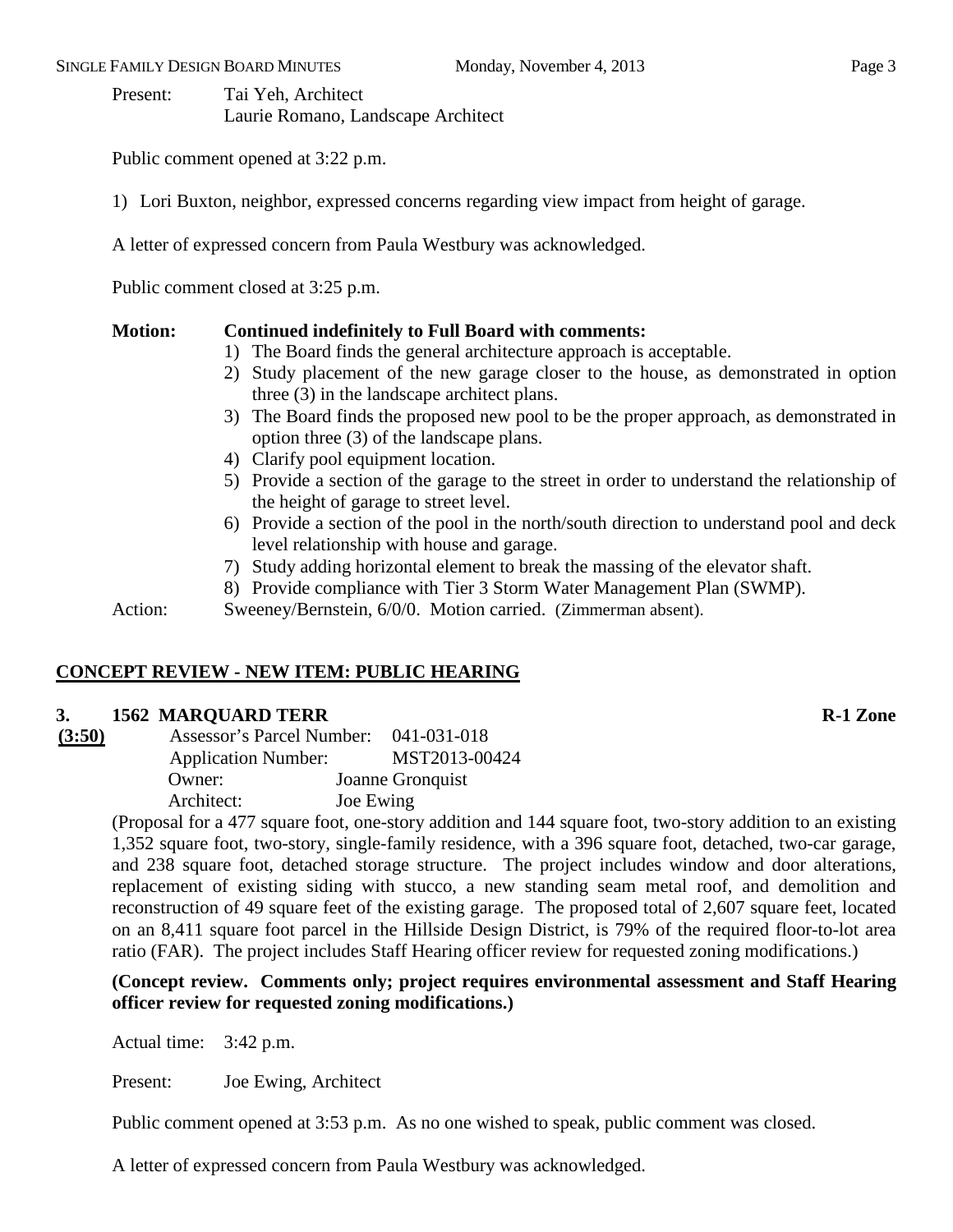Present: Tai Yeh, Architect
Laurie Romano, Landscape Architect

Public comment opened at 3:22 p.m.

1) Lori Buxton, neighbor, expressed concerns regarding view impact from height of garage.

A letter of expressed concern from Paula Westbury was acknowledged.

Public comment closed at 3:25 p.m.

**Motion: Continued indefinitely to Full Board with comments:**

1) The Board finds the general architecture approach is acceptable.
2) Study placement of the new garage closer to the house, as demonstrated in option three (3) in the landscape architect plans.
3) The Board finds the proposed new pool to be the proper approach, as demonstrated in option three (3) of the landscape plans.
4) Clarify pool equipment location.
5) Provide a section of the garage to the street in order to understand the relationship of the height of garage to street level.
6) Provide a section of the pool in the north/south direction to understand pool and deck level relationship with house and garage.
7) Study adding horizontal element to break the massing of the elevator shaft.
8) Provide compliance with Tier 3 Storm Water Management Plan (SWMP).

Action: Sweeney/Bernstein, 6/0/0. Motion carried. (Zimmerman absent).

## CONCEPT REVIEW - NEW ITEM: PUBLIC HEARING

### 3. 1562 MARQUARD TERR — R-1 Zone

**(3:50)**

Assessor's Parcel Number: 041-031-018
Application Number: MST2013-00424
Owner: Joanne Gronquist
Architect: Joe Ewing

(Proposal for a 477 square foot, one-story addition and 144 square foot, two-story addition to an existing 1,352 square foot, two-story, single-family residence, with a 396 square foot, detached, two-car garage, and 238 square foot, detached storage structure. The project includes window and door alterations, replacement of existing siding with stucco, a new standing seam metal roof, and demolition and reconstruction of 49 square feet of the existing garage. The proposed total of 2,607 square feet, located on an 8,411 square foot parcel in the Hillside Design District, is 79% of the required floor-to-lot area ratio (FAR). The project includes Staff Hearing officer review for requested zoning modifications.)

**(Concept review. Comments only; project requires environmental assessment and Staff Hearing officer review for requested zoning modifications.)**

Actual time: 3:42 p.m.

Present: Joe Ewing, Architect

Public comment opened at 3:53 p.m. As no one wished to speak, public comment was closed.

A letter of expressed concern from Paula Westbury was acknowledged.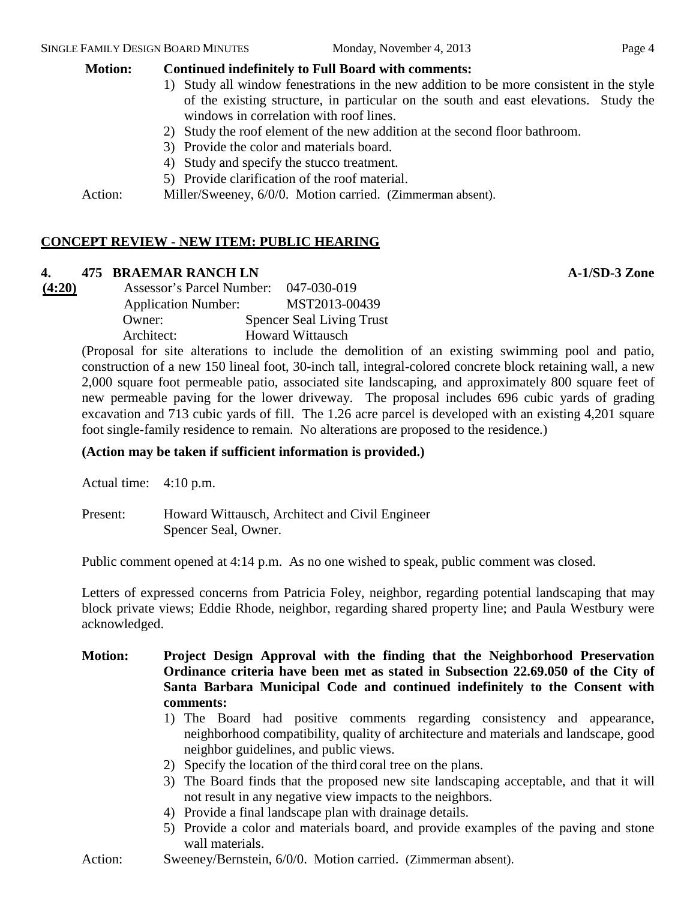**Motion: Continued indefinitely to Full Board with comments:**

1) Study all window fenestrations in the new addition to be more consistent in the style of the existing structure, in particular on the south and east elevations. Study the windows in correlation with roof lines.
2) Study the roof element of the new addition at the second floor bathroom.
3) Provide the color and materials board.
4) Study and specify the stucco treatment.
5) Provide clarification of the roof material.

Action: Miller/Sweeney, 6/0/0. Motion carried. (Zimmerman absent).

## CONCEPT REVIEW - NEW ITEM: PUBLIC HEARING

**4. 475 BRAEMAR RANCH LN** **A-1/SD-3 Zone**

**(4:20)**

Assessor's Parcel Number: 047-030-019
Application Number: MST2013-00439
Owner: Spencer Seal Living Trust
Architect: Howard Wittausch

(Proposal for site alterations to include the demolition of an existing swimming pool and patio, construction of a new 150 lineal foot, 30-inch tall, integral-colored concrete block retaining wall, a new 2,000 square foot permeable patio, associated site landscaping, and approximately 800 square feet of new permeable paving for the lower driveway. The proposal includes 696 cubic yards of grading excavation and 713 cubic yards of fill. The 1.26 acre parcel is developed with an existing 4,201 square foot single-family residence to remain. No alterations are proposed to the residence.)

**(Action may be taken if sufficient information is provided.)**

Actual time: 4:10 p.m.

Present: Howard Wittausch, Architect and Civil Engineer
Spencer Seal, Owner.

Public comment opened at 4:14 p.m. As no one wished to speak, public comment was closed.

Letters of expressed concerns from Patricia Foley, neighbor, regarding potential landscaping that may block private views; Eddie Rhode, neighbor, regarding shared property line; and Paula Westbury were acknowledged.

**Motion: Project Design Approval with the finding that the Neighborhood Preservation Ordinance criteria have been met as stated in Subsection 22.69.050 of the City of Santa Barbara Municipal Code and continued indefinitely to the Consent with comments:**

1) The Board had positive comments regarding consistency and appearance, neighborhood compatibility, quality of architecture and materials and landscape, good neighbor guidelines, and public views.
2) Specify the location of the third coral tree on the plans.
3) The Board finds that the proposed new site landscaping acceptable, and that it will not result in any negative view impacts to the neighbors.
4) Provide a final landscape plan with drainage details.
5) Provide a color and materials board, and provide examples of the paving and stone wall materials.

Action: Sweeney/Bernstein, 6/0/0. Motion carried. (Zimmerman absent).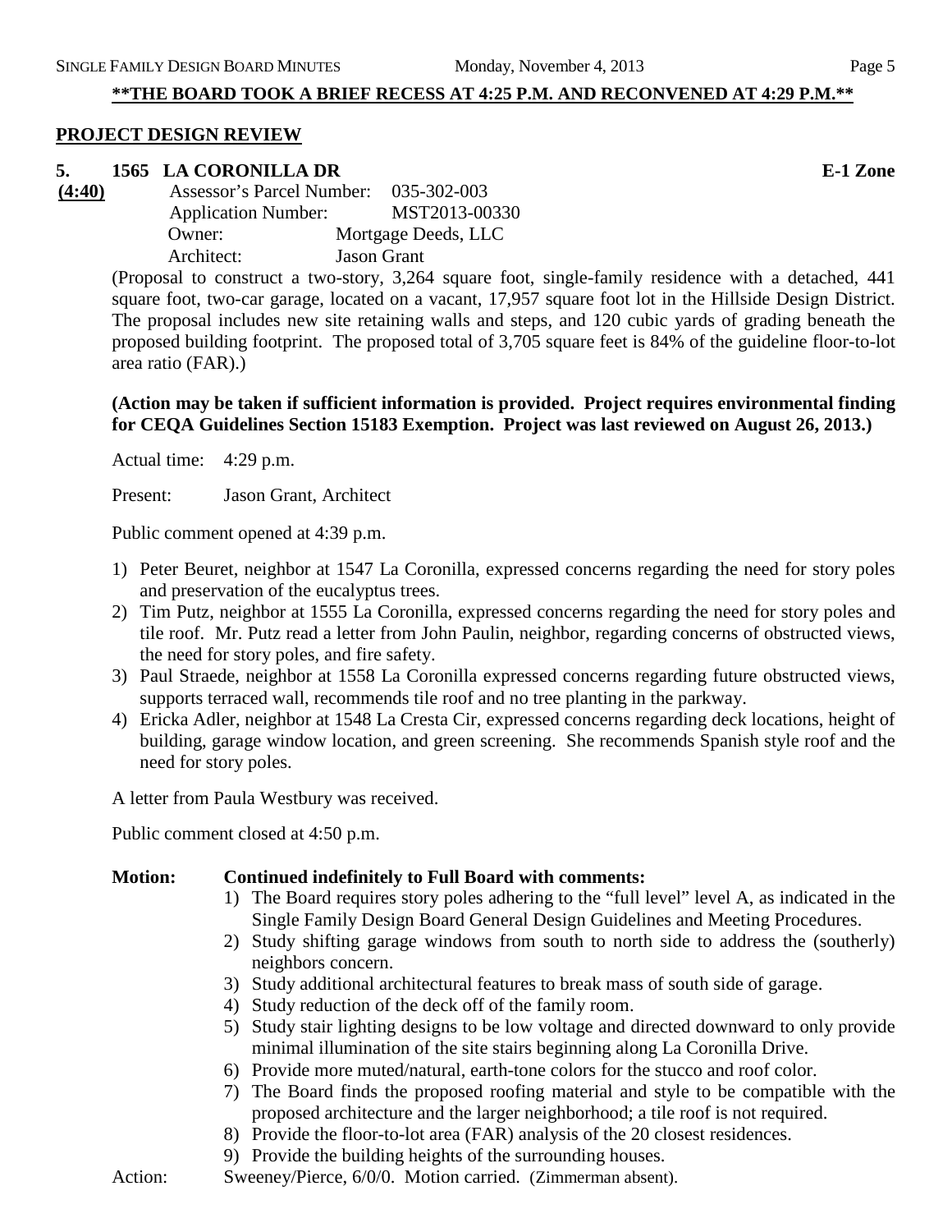**\*\*THE BOARD TOOK A BRIEF RECESS AT 4:25 P.M. AND RECONVENED AT 4:29 P.M.\*\***

## PROJECT DESIGN REVIEW

### 5. 1565 LA CORONILLA DR — E-1 Zone

**(4:40)**

Assessor's Parcel Number: 035-302-003
Application Number: MST2013-00330
Owner: Mortgage Deeds, LLC
Architect: Jason Grant

(Proposal to construct a two-story, 3,264 square foot, single-family residence with a detached, 441 square foot, two-car garage, located on a vacant, 17,957 square foot lot in the Hillside Design District. The proposal includes new site retaining walls and steps, and 120 cubic yards of grading beneath the proposed building footprint. The proposed total of 3,705 square feet is 84% of the guideline floor-to-lot area ratio (FAR).)

**(Action may be taken if sufficient information is provided. Project requires environmental finding for CEQA Guidelines Section 15183 Exemption. Project was last reviewed on August 26, 2013.)**

Actual time: 4:29 p.m.

Present: Jason Grant, Architect

Public comment opened at 4:39 p.m.

1) Peter Beuret, neighbor at 1547 La Coronilla, expressed concerns regarding the need for story poles and preservation of the eucalyptus trees.
2) Tim Putz, neighbor at 1555 La Coronilla, expressed concerns regarding the need for story poles and tile roof. Mr. Putz read a letter from John Paulin, neighbor, regarding concerns of obstructed views, the need for story poles, and fire safety.
3) Paul Straede, neighbor at 1558 La Coronilla expressed concerns regarding future obstructed views, supports terraced wall, recommends tile roof and no tree planting in the parkway.
4) Ericka Adler, neighbor at 1548 La Cresta Cir, expressed concerns regarding deck locations, height of building, garage window location, and green screening. She recommends Spanish style roof and the need for story poles.

A letter from Paula Westbury was received.

Public comment closed at 4:50 p.m.

**Motion: Continued indefinitely to Full Board with comments:**

1) The Board requires story poles adhering to the "full level" level A, as indicated in the Single Family Design Board General Design Guidelines and Meeting Procedures.
2) Study shifting garage windows from south to north side to address the (southerly) neighbors concern.
3) Study additional architectural features to break mass of south side of garage.
4) Study reduction of the deck off of the family room.
5) Study stair lighting designs to be low voltage and directed downward to only provide minimal illumination of the site stairs beginning along La Coronilla Drive.
6) Provide more muted/natural, earth-tone colors for the stucco and roof color.
7) The Board finds the proposed roofing material and style to be compatible with the proposed architecture and the larger neighborhood; a tile roof is not required.
8) Provide the floor-to-lot area (FAR) analysis of the 20 closest residences.
9) Provide the building heights of the surrounding houses.

Action: Sweeney/Pierce, 6/0/0. Motion carried. (Zimmerman absent).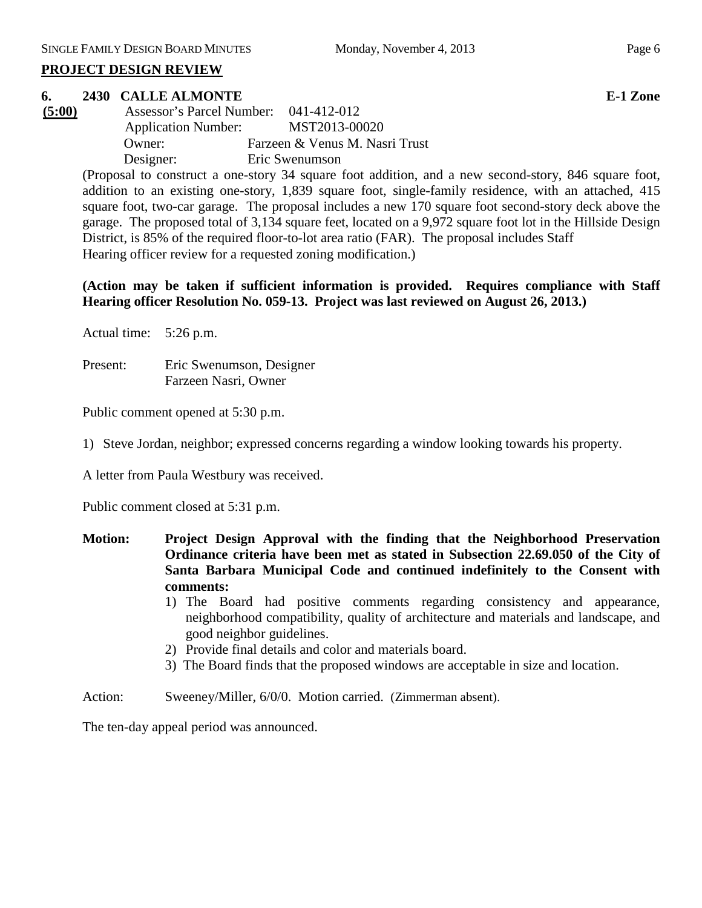## PROJECT DESIGN REVIEW

**6. 2430 CALLE ALMONTE** **E-1 Zone**

**(5:00)**

Assessor's Parcel Number: 041-412-012
Application Number: MST2013-00020
Owner: Farzeen & Venus M. Nasri Trust
Designer: Eric Swenumson

(Proposal to construct a one-story 34 square foot addition, and a new second-story, 846 square foot, addition to an existing one-story, 1,839 square foot, single-family residence, with an attached, 415 square foot, two-car garage. The proposal includes a new 170 square foot second-story deck above the garage. The proposed total of 3,134 square feet, located on a 9,972 square foot lot in the Hillside Design District, is 85% of the required floor-to-lot area ratio (FAR). The proposal includes Staff Hearing officer review for a requested zoning modification.)

**(Action may be taken if sufficient information is provided. Requires compliance with Staff Hearing officer Resolution No. 059-13. Project was last reviewed on August 26, 2013.)**

Actual time: 5:26 p.m.

Present: Eric Swenumson, Designer
Farzeen Nasri, Owner

Public comment opened at 5:30 p.m.

1) Steve Jordan, neighbor; expressed concerns regarding a window looking towards his property.

A letter from Paula Westbury was received.

Public comment closed at 5:31 p.m.

**Motion: Project Design Approval with the finding that the Neighborhood Preservation Ordinance criteria have been met as stated in Subsection 22.69.050 of the City of Santa Barbara Municipal Code and continued indefinitely to the Consent with comments:**

1) The Board had positive comments regarding consistency and appearance, neighborhood compatibility, quality of architecture and materials and landscape, and good neighbor guidelines.
2) Provide final details and color and materials board.
3) The Board finds that the proposed windows are acceptable in size and location.

Action: Sweeney/Miller, 6/0/0. Motion carried. (Zimmerman absent).

The ten-day appeal period was announced.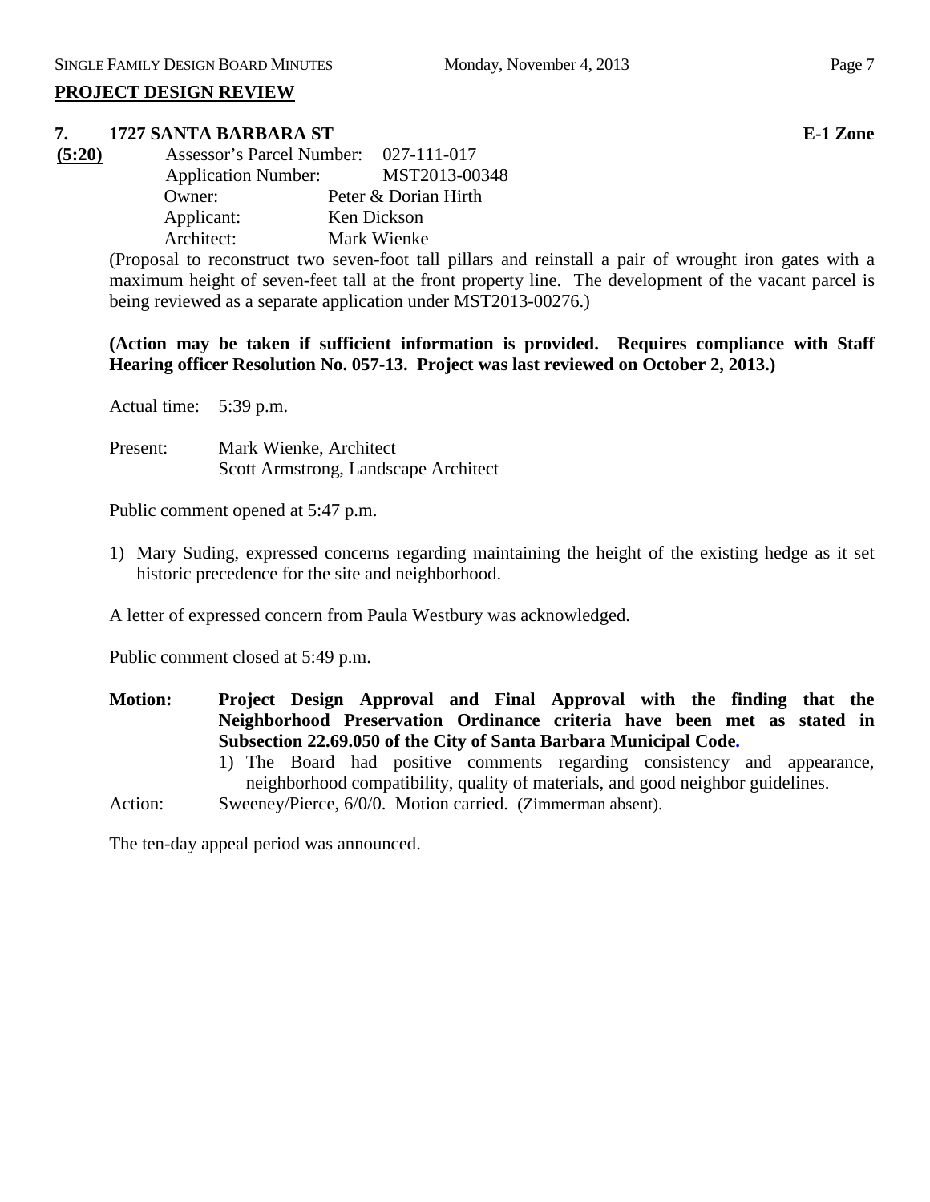## PROJECT DESIGN REVIEW

### 7. 1727 SANTA BARBARA ST — E-1 Zone

**(5:20)**

Assessor's Parcel Number: 027-111-017
Application Number: MST2013-00348
Owner: Peter & Dorian Hirth
Applicant: Ken Dickson
Architect: Mark Wienke

(Proposal to reconstruct two seven-foot tall pillars and reinstall a pair of wrought iron gates with a maximum height of seven-feet tall at the front property line. The development of the vacant parcel is being reviewed as a separate application under MST2013-00276.)

**(Action may be taken if sufficient information is provided. Requires compliance with Staff Hearing officer Resolution No. 057-13. Project was last reviewed on October 2, 2013.)**

Actual time: 5:39 p.m.

Present: Mark Wienke, Architect
Scott Armstrong, Landscape Architect

Public comment opened at 5:47 p.m.

1) Mary Suding, expressed concerns regarding maintaining the height of the existing hedge as it set historic precedence for the site and neighborhood.

A letter of expressed concern from Paula Westbury was acknowledged.

Public comment closed at 5:49 p.m.

**Motion: Project Design Approval and Final Approval with the finding that the Neighborhood Preservation Ordinance criteria have been met as stated in Subsection 22.69.050 of the City of Santa Barbara Municipal Code.**

1) The Board had positive comments regarding consistency and appearance, neighborhood compatibility, quality of materials, and good neighbor guidelines.

Action: Sweeney/Pierce, 6/0/0. Motion carried. (Zimmerman absent).

The ten-day appeal period was announced.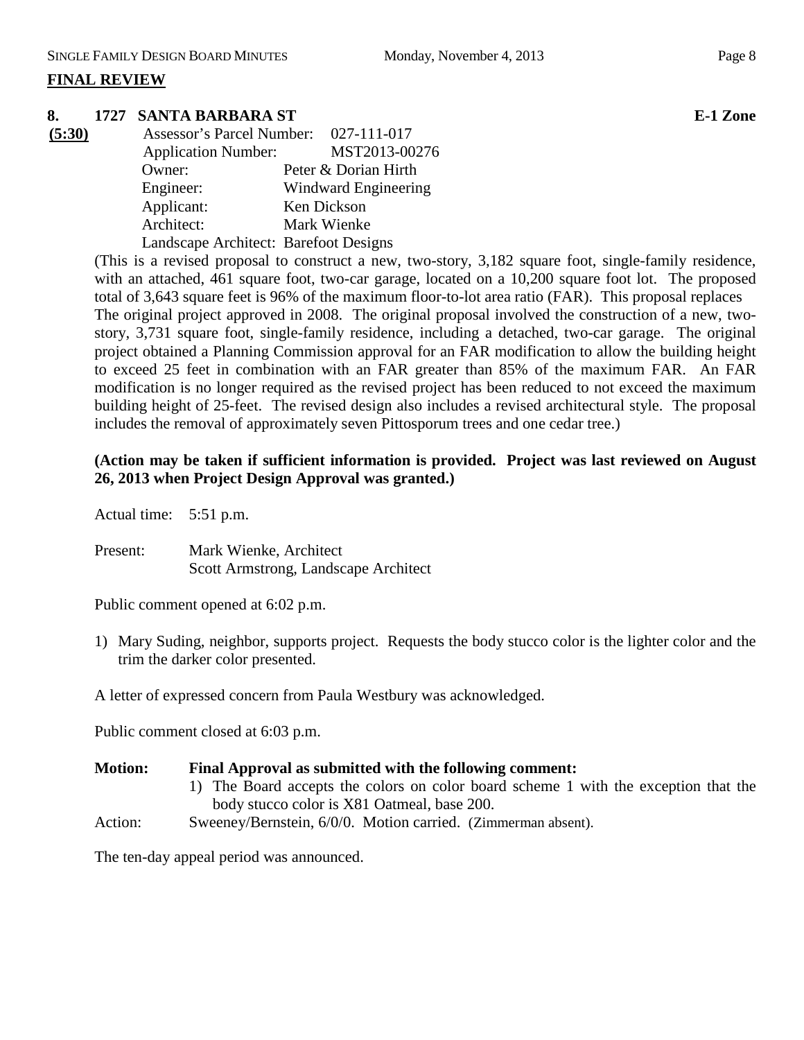## FINAL REVIEW

### 8. 1727 SANTA BARBARA ST E-1 Zone

**(5:30)**

Assessor's Parcel Number: 027-111-017
Application Number: MST2013-00276
Owner: Peter & Dorian Hirth
Engineer: Windward Engineering
Applicant: Ken Dickson
Architect: Mark Wienke
Landscape Architect: Barefoot Designs

(This is a revised proposal to construct a new, two-story, 3,182 square foot, single-family residence, with an attached, 461 square foot, two-car garage, located on a 10,200 square foot lot. The proposed total of 3,643 square feet is 96% of the maximum floor-to-lot area ratio (FAR). This proposal replaces The original project approved in 2008. The original proposal involved the construction of a new, two-story, 3,731 square foot, single-family residence, including a detached, two-car garage. The original project obtained a Planning Commission approval for an FAR modification to allow the building height to exceed 25 feet in combination with an FAR greater than 85% of the maximum FAR. An FAR modification is no longer required as the revised project has been reduced to not exceed the maximum building height of 25-feet. The revised design also includes a revised architectural style. The proposal includes the removal of approximately seven Pittosporum trees and one cedar tree.)

**(Action may be taken if sufficient information is provided. Project was last reviewed on August 26, 2013 when Project Design Approval was granted.)**

Actual time: 5:51 p.m.

Present: Mark Wienke, Architect
Scott Armstrong, Landscape Architect

Public comment opened at 6:02 p.m.

1) Mary Suding, neighbor, supports project. Requests the body stucco color is the lighter color and the trim the darker color presented.

A letter of expressed concern from Paula Westbury was acknowledged.

Public comment closed at 6:03 p.m.

**Motion: Final Approval as submitted with the following comment:**

1) The Board accepts the colors on color board scheme 1 with the exception that the body stucco color is X81 Oatmeal, base 200.

Action: Sweeney/Bernstein, 6/0/0. Motion carried. (Zimmerman absent).

The ten-day appeal period was announced.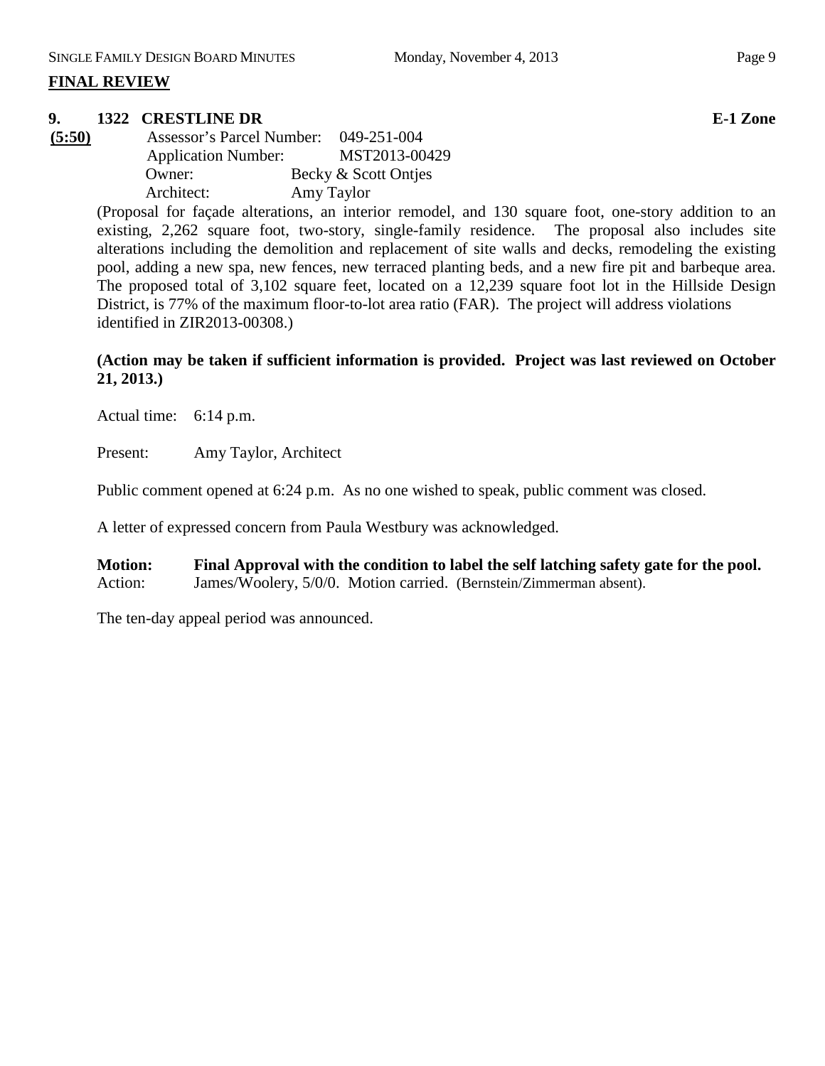## FINAL REVIEW

**9. 1322 CRESTLINE DR** **E-1 Zone**

**(5:50)**

Assessor's Parcel Number: 049-251-004
Application Number: MST2013-00429
Owner: Becky & Scott Ontjes
Architect: Amy Taylor

(Proposal for façade alterations, an interior remodel, and 130 square foot, one-story addition to an existing, 2,262 square foot, two-story, single-family residence. The proposal also includes site alterations including the demolition and replacement of site walls and decks, remodeling the existing pool, adding a new spa, new fences, new terraced planting beds, and a new fire pit and barbeque area. The proposed total of 3,102 square feet, located on a 12,239 square foot lot in the Hillside Design District, is 77% of the maximum floor-to-lot area ratio (FAR). The project will address violations identified in ZIR2013-00308.)

**(Action may be taken if sufficient information is provided. Project was last reviewed on October 21, 2013.)**

Actual time: 6:14 p.m.

Present: Amy Taylor, Architect

Public comment opened at 6:24 p.m. As no one wished to speak, public comment was closed.

A letter of expressed concern from Paula Westbury was acknowledged.

**Motion: Final Approval with the condition to label the self latching safety gate for the pool.**
Action: James/Woolery, 5/0/0. Motion carried. (Bernstein/Zimmerman absent).

The ten-day appeal period was announced.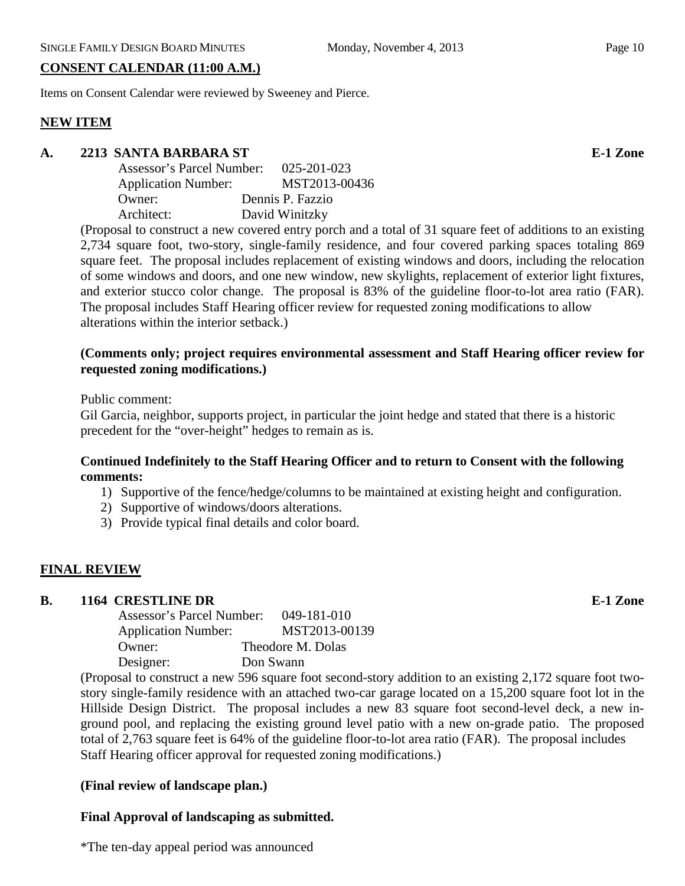## CONSENT CALENDAR (11:00 A.M.)

Items on Consent Calendar were reviewed by Sweeney and Pierce.

### NEW ITEM

**A. 2213 SANTA BARBARA ST** **E-1 Zone**

Assessor's Parcel Number: 025-201-023
Application Number: MST2013-00436
Owner: Dennis P. Fazzio
Architect: David Winitzky

(Proposal to construct a new covered entry porch and a total of 31 square feet of additions to an existing 2,734 square foot, two-story, single-family residence, and four covered parking spaces totaling 869 square feet. The proposal includes replacement of existing windows and doors, including the relocation of some windows and doors, and one new window, new skylights, replacement of exterior light fixtures, and exterior stucco color change. The proposal is 83% of the guideline floor-to-lot area ratio (FAR). The proposal includes Staff Hearing officer review for requested zoning modifications to allow alterations within the interior setback.)

**(Comments only; project requires environmental assessment and Staff Hearing officer review for requested zoning modifications.)**

Public comment:
Gil Garcia, neighbor, supports project, in particular the joint hedge and stated that there is a historic precedent for the "over-height" hedges to remain as is.

**Continued Indefinitely to the Staff Hearing Officer and to return to Consent with the following comments:**

1) Supportive of the fence/hedge/columns to be maintained at existing height and configuration.
2) Supportive of windows/doors alterations.
3) Provide typical final details and color board.

### FINAL REVIEW

**B. 1164 CRESTLINE DR** **E-1 Zone**

Assessor's Parcel Number: 049-181-010
Application Number: MST2013-00139
Owner: Theodore M. Dolas
Designer: Don Swann

(Proposal to construct a new 596 square foot second-story addition to an existing 2,172 square foot two-story single-family residence with an attached two-car garage located on a 15,200 square foot lot in the Hillside Design District. The proposal includes a new 83 square foot second-level deck, a new in-ground pool, and replacing the existing ground level patio with a new on-grade patio. The proposed total of 2,763 square feet is 64% of the guideline floor-to-lot area ratio (FAR). The proposal includes Staff Hearing officer approval for requested zoning modifications.)

**(Final review of landscape plan.)**

**Final Approval of landscaping as submitted.**

*The ten-day appeal period was announced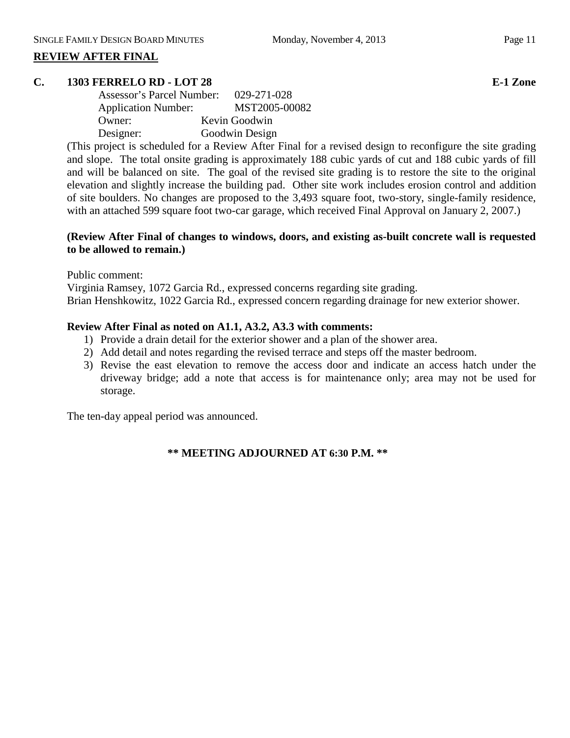## REVIEW AFTER FINAL

**C. 1303 FERRELO RD - LOT 28** **E-1 Zone**

Assessor's Parcel Number: 029-271-028
Application Number: MST2005-00082
Owner: Kevin Goodwin
Designer: Goodwin Design

(This project is scheduled for a Review After Final for a revised design to reconfigure the site grading and slope. The total onsite grading is approximately 188 cubic yards of cut and 188 cubic yards of fill and will be balanced on site. The goal of the revised site grading is to restore the site to the original elevation and slightly increase the building pad. Other site work includes erosion control and addition of site boulders. No changes are proposed to the 3,493 square foot, two-story, single-family residence, with an attached 599 square foot two-car garage, which received Final Approval on January 2, 2007.)

**(Review After Final of changes to windows, doors, and existing as-built concrete wall is requested to be allowed to remain.)**

Public comment:
Virginia Ramsey, 1072 Garcia Rd., expressed concerns regarding site grading.
Brian Henshkowitz, 1022 Garcia Rd., expressed concern regarding drainage for new exterior shower.

**Review After Final as noted on A1.1, A3.2, A3.3 with comments:**

1) Provide a drain detail for the exterior shower and a plan of the shower area.
2) Add detail and notes regarding the revised terrace and steps off the master bedroom.
3) Revise the east elevation to remove the access door and indicate an access hatch under the driveway bridge; add a note that access is for maintenance only; area may not be used for storage.

The ten-day appeal period was announced.

**\*\* MEETING ADJOURNED AT 6:30 P.M. \*\***